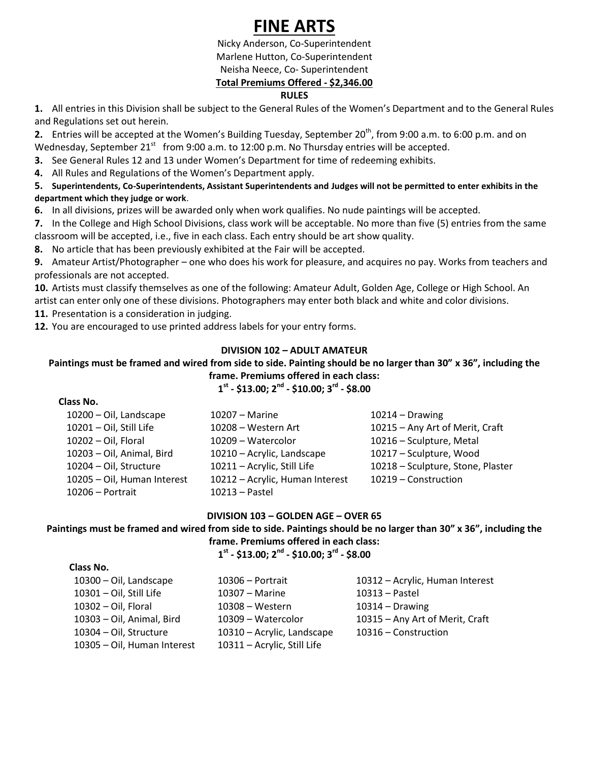# FINE ARTS

Nicky Anderson, Co-Superintendent
Marlene Hutton, Co-Superintendent
Neisha Neece, Co- Superintendent

**Total Premiums Offered - $2,346.00**

**RULES**

**1.** All entries in this Division shall be subject to the General Rules of the Women's Department and to the General Rules and Regulations set out herein.

**2.** Entries will be accepted at the Women's Building Tuesday, September 20th, from 9:00 a.m. to 6:00 p.m. and on Wednesday, September 21st from 9:00 a.m. to 12:00 p.m. No Thursday entries will be accepted.

**3.** See General Rules 12 and 13 under Women's Department for time of redeeming exhibits.

**4.** All Rules and Regulations of the Women's Department apply.

**5.** **Superintendents, Co-Superintendents, Assistant Superintendents and Judges will not be permitted to enter exhibits in the department which they judge or work**.

**6.** In all divisions, prizes will be awarded only when work qualifies. No nude paintings will be accepted.

**7.** In the College and High School Divisions, class work will be acceptable. No more than five (5) entries from the same classroom will be accepted, i.e., five in each class. Each entry should be art show quality.

**8.** No article that has been previously exhibited at the Fair will be accepted.

**9.** Amateur Artist/Photographer – one who does his work for pleasure, and acquires no pay. Works from teachers and professionals are not accepted.

**10.** Artists must classify themselves as one of the following: Amateur Adult, Golden Age, College or High School. An artist can enter only one of these divisions. Photographers may enter both black and white and color divisions.

**11.** Presentation is a consideration in judging.

**12.** You are encouraged to use printed address labels for your entry forms.

## DIVISION 102 – ADULT AMATEUR

**Paintings must be framed and wired from side to side. Painting should be no larger than 30" x 36", including the frame. Premiums offered in each class:**

**1st - $13.00; 2nd - $10.00; 3rd - $8.00**

**Class No.**

- 10200 – Oil, Landscape
- 10201 – Oil, Still Life
- 10202 – Oil, Floral
- 10203 – Oil, Animal, Bird
- 10204 – Oil, Structure
- 10205 – Oil, Human Interest
- 10206 – Portrait
- 10207 – Marine
- 10208 – Western Art
- 10209 – Watercolor
- 10210 – Acrylic, Landscape
- 10211 – Acrylic, Still Life
- 10212 – Acrylic, Human Interest
- 10213 – Pastel
- 10214 – Drawing
- 10215 – Any Art of Merit, Craft
- 10216 – Sculpture, Metal
- 10217 – Sculpture, Wood
- 10218 – Sculpture, Stone, Plaster
- 10219 – Construction

## DIVISION 103 – GOLDEN AGE – OVER 65

**Paintings must be framed and wired from side to side. Paintings should be no larger than 30" x 36", including the frame. Premiums offered in each class:**

**1st - $13.00; 2nd - $10.00; 3rd - $8.00**

**Class No.**

- 10300 – Oil, Landscape
- 10301 – Oil, Still Life
- 10302 – Oil, Floral
- 10303 – Oil, Animal, Bird
- 10304 – Oil, Structure
- 10305 – Oil, Human Interest
- 10306 – Portrait
- 10307 – Marine
- 10308 – Western
- 10309 – Watercolor
- 10310 – Acrylic, Landscape
- 10311 – Acrylic, Still Life
- 10312 – Acrylic, Human Interest
- 10313 – Pastel
- 10314 – Drawing
- 10315 – Any Art of Merit, Craft
- 10316 – Construction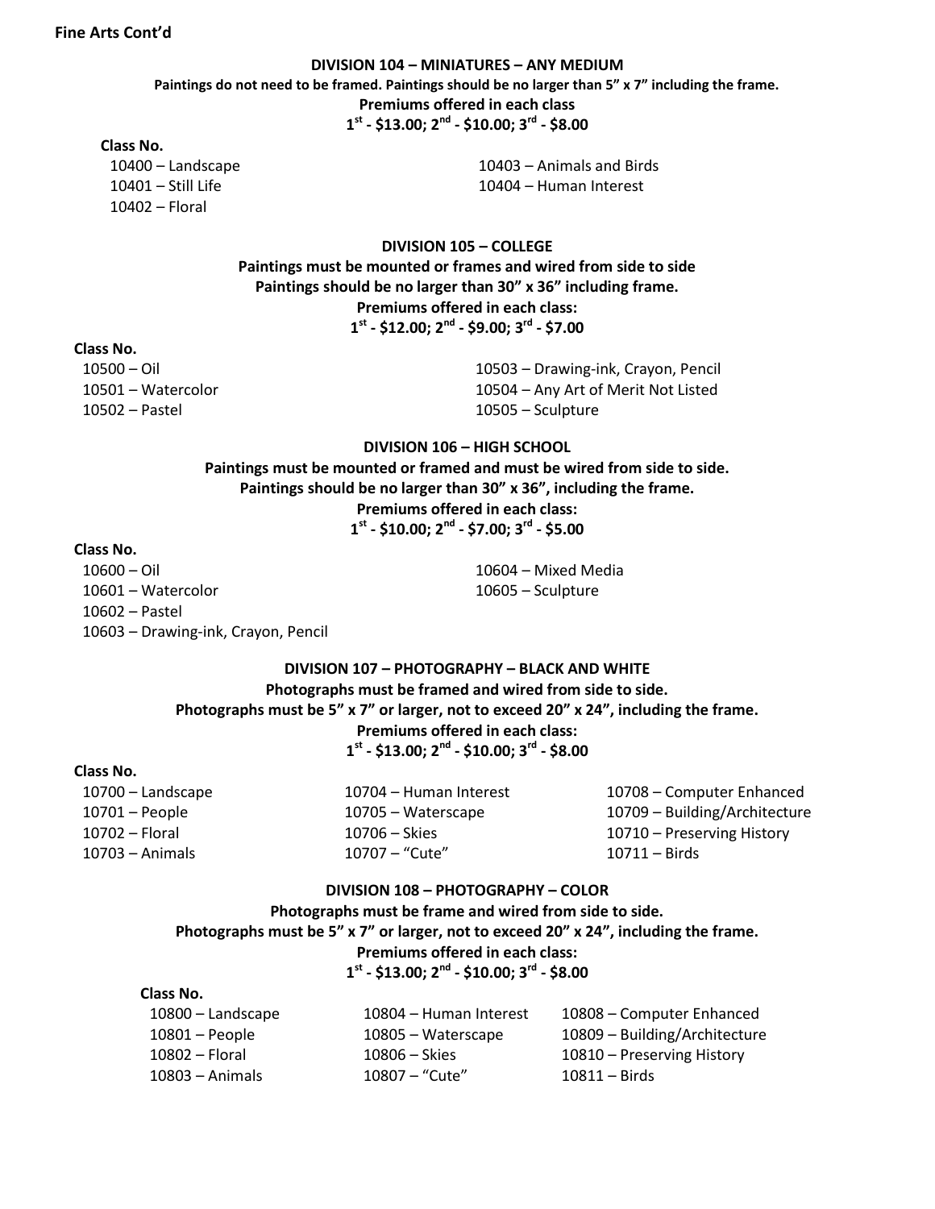**Fine Arts Cont'd**

## DIVISION 104 – MINIATURES – ANY MEDIUM

**Paintings do not need to be framed. Paintings should be no larger than 5" x 7" including the frame.**

**Premiums offered in each class**

**1st - $13.00; 2nd - $10.00; 3rd - $8.00**

**Class No.**

- 10400 – Landscape
- 10401 – Still Life
- 10402 – Floral
- 10403 – Animals and Birds
- 10404 – Human Interest

## DIVISION 105 – COLLEGE

**Paintings must be mounted or frames and wired from side to side**

**Paintings should be no larger than 30" x 36" including frame.**

**Premiums offered in each class:**

**1st - $12.00; 2nd - $9.00; 3rd - $7.00**

**Class No.**

- 10500 – Oil
- 10501 – Watercolor
- 10502 – Pastel
- 10503 – Drawing-ink, Crayon, Pencil
- 10504 – Any Art of Merit Not Listed
- 10505 – Sculpture

## DIVISION 106 – HIGH SCHOOL

**Paintings must be mounted or framed and must be wired from side to side.**

**Paintings should be no larger than 30" x 36", including the frame.**

**Premiums offered in each class:**

**1st - $10.00; 2nd - $7.00; 3rd - $5.00**

**Class No.**

- 10600 – Oil
- 10601 – Watercolor
- 10602 – Pastel
- 10603 – Drawing-ink, Crayon, Pencil
- 10604 – Mixed Media
- 10605 – Sculpture

## DIVISION 107 – PHOTOGRAPHY – BLACK AND WHITE

**Photographs must be framed and wired from side to side.**

**Photographs must be 5" x 7" or larger, not to exceed 20" x 24", including the frame.**

**Premiums offered in each class:**

**1st - $13.00; 2nd - $10.00; 3rd - $8.00**

**Class No.**

- 10700 – Landscape
- 10701 – People
- 10702 – Floral
- 10703 – Animals
- 10704 – Human Interest
- 10705 – Waterscape
- 10706 – Skies
- 10707 – "Cute"
- 10708 – Computer Enhanced
- 10709 – Building/Architecture
- 10710 – Preserving History
- 10711 – Birds

## DIVISION 108 – PHOTOGRAPHY – COLOR

**Photographs must be frame and wired from side to side.**

**Photographs must be 5" x 7" or larger, not to exceed 20" x 24", including the frame.**

**Premiums offered in each class:**

**1st - $13.00; 2nd - $10.00; 3rd - $8.00**

**Class No.**

- 10800 – Landscape
- 10801 – People
- 10802 – Floral
- 10803 – Animals
- 10804 – Human Interest
- 10805 – Waterscape
- 10806 – Skies
- 10807 – "Cute"
- 10808 – Computer Enhanced
- 10809 – Building/Architecture
- 10810 – Preserving History
- 10811 – Birds